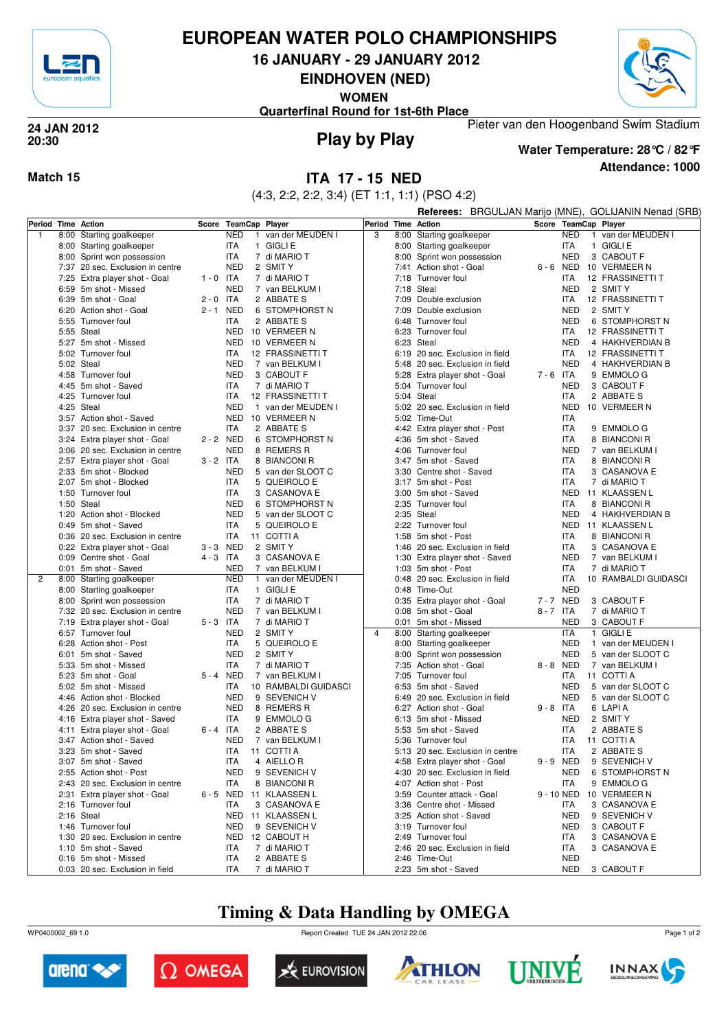# EUROPEAN WATER POLO CHAMPIONSHIPS

## 16 JANUARY - 29 JANUARY 2012

## EINDHOVEN (NED)

**WOMEN**

**Quarterfinal Round for 1st-6th Place**

**24 JAN 2012 20:30**

## Play by Play

Pieter van den Hoogenband Swim Stadium

**Water Temperature: 28℃ / 82℉**

**Attendance: 1000**

**Match 15**

## ITA 17 - 15 NED

(4:3, 2:2, 2:2, 3:4) (ET 1:1, 1:1) (PSO 4:2)

**Referees:** BRGULJAN Marijo (MNE), GOLIJANIN Nenad (SRB)

| Period | Time | Action | Score | TeamCap | Player |
|---|---|---|---|---|---|
| 1 | 8:00 | Starting goalkeeper | | NED 1 | van der MEIJDEN I |
| | 8:00 | Starting goalkeeper | | ITA 1 | GIGLI E |
| | 8:00 | Sprint won possession | | ITA 7 | di MARIO T |
| | 7:37 | 20 sec. Exclusion in centre | | NED 2 | SMIT Y |
| | 7:25 | Extra player shot - Goal | 1 - 0 | ITA 7 | di MARIO T |
| | 6:59 | 5m shot - Missed | | NED 7 | van BELKUM I |
| | 6:39 | 5m shot - Goal | 2 - 0 | ITA 2 | ABBATE S |
| | 6:20 | Action shot - Goal | 2 - 1 | NED 6 | STOMPHORST N |
| | 5:55 | Turnover foul | | ITA 2 | ABBATE S |
| | 5:55 | Steal | | NED 10 | VERMEER N |
| | 5:27 | 5m shot - Missed | | NED 10 | VERMEER N |
| | 5:02 | Turnover foul | | ITA 12 | FRASSINETTI T |
| | 5:02 | Steal | | NED 7 | van BELKUM I |
| | 4:58 | Turnover foul | | NED 3 | CABOUT F |
| | 4:45 | 5m shot - Saved | | ITA 7 | di MARIO T |
| | 4:25 | Turnover foul | | ITA 12 | FRASSINETTI T |
| | 4:25 | Steal | | NED 1 | van der MEIJDEN I |
| | 3:57 | Action shot - Saved | | NED 10 | VERMEER N |
| | 3:37 | 20 sec. Exclusion in centre | | ITA 2 | ABBATE S |
| | 3:24 | Extra player shot - Goal | 2 - 2 | NED 6 | STOMPHORST N |
| | 3:06 | 20 sec. Exclusion in centre | | NED 8 | REMERS R |
| | 2:57 | Extra player shot - Goal | 3 - 2 | ITA 8 | BIANCONI R |
| | 2:33 | 5m shot - Blocked | | NED 5 | van der SLOOT C |
| | 2:07 | 5m shot - Blocked | | ITA 5 | QUEIROLO E |
| | 1:50 | Turnover foul | | ITA 3 | CASANOVA E |
| | 1:50 | Steal | | NED 6 | STOMPHORST N |
| | 1:20 | Action shot - Blocked | | NED 5 | van der SLOOT C |
| | 0:49 | 5m shot - Saved | | ITA 5 | QUEIROLO E |
| | 0:36 | 20 sec. Exclusion in centre | | ITA 11 | COTTI A |
| | 0:22 | Extra player shot - Goal | 3 - 3 | NED 2 | SMIT Y |
| | 0:09 | Centre shot - Goal | 4 - 3 | ITA 3 | CASANOVA E |
| | 0:01 | 5m shot - Saved | | NED 7 | van BELKUM I |
| 2 | 8:00 | Starting goalkeeper | | NED 1 | van der MEIJDEN I |
| | 8:00 | Starting goalkeeper | | ITA 1 | GIGLI E |
| | 8:00 | Sprint won possession | | ITA 7 | di MARIO T |
| | 7:32 | 20 sec. Exclusion in centre | | NED 7 | van BELKUM I |
| | 7:19 | Extra player shot - Goal | 5 - 3 | ITA 7 | di MARIO T |
| | 6:57 | Turnover foul | | NED 2 | SMIT Y |
| | 6:28 | Action shot - Post | | ITA 5 | QUEIROLO E |
| | 6:01 | 5m shot - Saved | | NED 2 | SMIT Y |
| | 5:33 | 5m shot - Missed | | ITA 7 | di MARIO T |
| | 5:23 | 5m shot - Goal | 5 - 4 | NED 7 | van BELKUM I |
| | 5:02 | 5m shot - Missed | | ITA 10 | RAMBALDI GUIDASCI |
| | 4:46 | Action shot - Blocked | | NED 9 | SEVENICH V |
| | 4:26 | 20 sec. Exclusion in centre | | NED 8 | REMERS R |
| | 4:16 | Extra player shot - Saved | | ITA 9 | EMMOLO G |
| | 4:11 | Extra player shot - Goal | 6 - 4 | ITA 2 | ABBATE S |
| | 3:47 | Action shot - Saved | | NED 7 | van BELKUM I |
| | 3:23 | 5m shot - Saved | | ITA 11 | COTTI A |
| | 3:07 | 5m shot - Saved | | ITA 4 | AIELLO R |
| | 2:55 | Action shot - Post | | NED 9 | SEVENICH V |
| | 2:43 | 20 sec. Exclusion in centre | | ITA 8 | BIANCONI R |
| | 2:31 | Extra player shot - Goal | 6 - 5 | NED 11 | KLAASSEN L |
| | 2:16 | Turnover foul | | ITA 3 | CASANOVA E |
| | 2:16 | Steal | | NED 11 | KLAASSEN L |
| | 1:46 | Turnover foul | | NED 9 | SEVENICH V |
| | 1:30 | 20 sec. Exclusion in centre | | NED 12 | CABOUT H |
| | 1:10 | 5m shot - Saved | | ITA 7 | di MARIO T |
| | 0:16 | 5m shot - Missed | | ITA 2 | ABBATE S |
| | 0:03 | 20 sec. Exclusion in field | | ITA 7 | di MARIO T |
| 3 | 8:00 | Starting goalkeeper | | NED 1 | van der MEIJDEN I |
| | 8:00 | Starting goalkeeper | | ITA 1 | GIGLI E |
| | 8:00 | Sprint won possession | | NED 3 | CABOUT F |
| | 7:41 | Action shot - Goal | 6 - 6 | NED 10 | VERMEER N |
| | 7:18 | Turnover foul | | ITA 12 | FRASSINETTI T |
| | 7:18 | Steal | | NED 2 | SMIT Y |
| | 7:09 | Double exclusion | | ITA 12 | FRASSINETTI T |
| | 7:09 | Double exclusion | | NED 2 | SMIT Y |
| | 6:48 | Turnover foul | | NED 6 | STOMPHORST N |
| | 6:23 | Turnover foul | | ITA 12 | FRASSINETTI T |
| | 6:23 | Steal | | NED 4 | HAKHVERDIAN B |
| | 6:19 | 20 sec. Exclusion in field | | ITA 12 | FRASSINETTI T |
| | 5:48 | 20 sec. Exclusion in field | | NED 4 | HAKHVERDIAN B |
| | 5:28 | Extra player shot - Goal | 7 - 6 | ITA 9 | EMMOLO G |
| | 5:04 | Turnover foul | | NED 3 | CABOUT F |
| | 5:04 | Steal | | ITA 2 | ABBATE S |
| | 5:02 | 20 sec. Exclusion in field | | NED 10 | VERMEER N |
| | 5:02 | Time-Out | | ITA | |
| | 4:42 | Extra player shot - Post | | ITA 9 | EMMOLO G |
| | 4:36 | 5m shot - Saved | | ITA 8 | BIANCONI R |
| | 4:06 | Turnover foul | | NED 7 | van BELKUM I |
| | 3:47 | 5m shot - Saved | | ITA 8 | BIANCONI R |
| | 3:30 | Centre shot - Saved | | ITA 3 | CASANOVA E |
| | 3:17 | 5m shot - Post | | ITA 7 | di MARIO T |
| | 3:00 | 5m shot - Saved | | NED 11 | KLAASSEN L |
| | 2:35 | Turnover foul | | ITA 8 | BIANCONI R |
| | 2:35 | Steal | | NED 4 | HAKHVERDIAN B |
| | 2:22 | Turnover foul | | NED 11 | KLAASSEN L |
| | 1:58 | 5m shot - Post | | ITA 8 | BIANCONI R |
| | 1:46 | 20 sec. Exclusion in field | | ITA 3 | CASANOVA E |
| | 1:30 | Extra player shot - Saved | | NED 7 | van BELKUM I |
| | 1:03 | 5m shot - Post | | ITA 7 | di MARIO T |
| | 0:48 | 20 sec. Exclusion in field | | ITA 10 | RAMBALDI GUIDASCI |
| | 0:48 | Time-Out | | NED | |
| | 0:35 | Extra player shot - Goal | 7 - 7 | NED 3 | CABOUT F |
| | 0:08 | 5m shot - Goal | 8 - 7 | ITA 7 | di MARIO T |
| | 0:01 | 5m shot - Missed | | NED 3 | CABOUT F |
| 4 | 8:00 | Starting goalkeeper | | ITA 1 | GIGLI E |
| | 8:00 | Starting goalkeeper | | NED 1 | van der MEIJDEN I |
| | 8:00 | Sprint won possession | | NED 5 | van der SLOOT C |
| | 7:35 | Action shot - Goal | 8 - 8 | NED 7 | van BELKUM I |
| | 7:05 | Turnover foul | | ITA 11 | COTTI A |
| | 6:53 | 5m shot - Saved | | NED 5 | van der SLOOT C |
| | 6:49 | 20 sec. Exclusion in field | | NED 5 | van der SLOOT C |
| | 6:27 | Action shot - Goal | 9 - 8 | ITA 6 | LAPI A |
| | 6:13 | 5m shot - Missed | | NED 2 | SMIT Y |
| | 5:53 | 5m shot - Saved | | ITA 2 | ABBATE S |
| | 5:36 | Turnover foul | | ITA 11 | COTTI A |
| | 5:13 | 20 sec. Exclusion in centre | | ITA 2 | ABBATE S |
| | 4:58 | Extra player shot - Goal | 9 - 9 | NED 9 | SEVENICH V |
| | 4:30 | 20 sec. Exclusion in field | | NED 6 | STOMPHORST N |
| | 4:07 | Action shot - Post | | ITA 9 | EMMOLO G |
| | 3:59 | Counter attack - Goal | 9 - 10 | NED 10 | VERMEER N |
| | 3:36 | Centre shot - Missed | | ITA 3 | CASANOVA E |
| | 3:25 | Action shot - Saved | | NED 9 | SEVENICH V |
| | 3:19 | Turnover foul | | NED 3 | CABOUT F |
| | 2:49 | Turnover foul | | ITA 3 | CASANOVA E |
| | 2:46 | 20 sec. Exclusion in field | | ITA 3 | CASANOVA E |
| | 2:46 | Time-Out | | NED | |
| | 2:23 | 5m shot - Saved | | NED 3 | CABOUT F |

## Timing & Data Handling by OMEGA

WP0400002_69 1.0 Report Created TUE 24 JAN 2012 22:06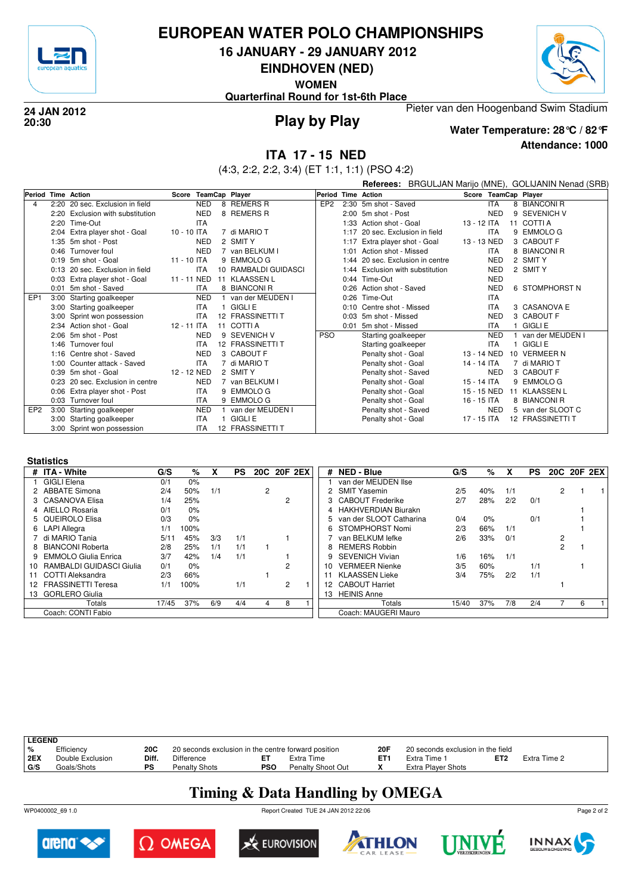# EUROPEAN WATER POLO CHAMPIONSHIPS

## 16 JANUARY - 29 JANUARY 2012

## EINDHOVEN (NED)

**WOMEN**

**Quarterfinal Round for 1st-6th Place**

24 JAN 2012
20:30

## Play by Play

Pieter van den Hoogenband Swim Stadium

**Water Temperature: 28°C / 82°F**

**Attendance: 1000**

## ITA 17 - 15 NED

(4:3, 2:2, 2:2, 3:4) (ET 1:1, 1:1) (PSO 4:2)

**Referees:** BRGULJAN Marijo (MNE), GOLIJANIN Nenad (SRB)

| Period | Time | Action | Score | TeamCap | Player |
|---|---|---|---|---|---|
| 4 | 2:20 | 20 sec. Exclusion in field | | NED 8 | REMERS R |
| | 2:20 | Exclusion with substitution | | NED 8 | REMERS R |
| | 2:20 | Time-Out | | ITA | |
| | 2:04 | Extra player shot - Goal | 10 - 10 | ITA 7 | di MARIO T |
| | 1:35 | 5m shot - Post | | NED 2 | SMIT Y |
| | 0:46 | Turnover foul | | NED 7 | van BELKUM I |
| | 0:19 | 5m shot - Goal | 11 - 10 | ITA 9 | EMMOLO G |
| | 0:13 | 20 sec. Exclusion in field | | ITA 10 | RAMBALDI GUIDASCI |
| | 0:03 | Extra player shot - Goal | 11 - 11 | NED 11 | KLAASSEN L |
| | 0:01 | 5m shot - Saved | | ITA 8 | BIANCONI R |
| EP1 | 3:00 | Starting goalkeeper | | NED 1 | van der MEIJDEN I |
| | 3:00 | Starting goalkeeper | | ITA 1 | GIGLI E |
| | 3:00 | Sprint won possession | | ITA 12 | FRASSINETTI T |
| | 2:34 | Action shot - Goal | 12 - 11 | ITA 11 | COTTI A |
| | 2:06 | 5m shot - Post | | NED 9 | SEVENICH V |
| | 1:46 | Turnover foul | | ITA 12 | FRASSINETTI T |
| | 1:16 | Centre shot - Saved | | NED 3 | CABOUT F |
| | 1:00 | Counter attack - Saved | | ITA 7 | di MARIO T |
| | 0:39 | 5m shot - Goal | 12 - 12 | NED 2 | SMIT Y |
| | 0:23 | 20 sec. Exclusion in centre | | NED 7 | van BELKUM I |
| | 0:06 | Extra player shot - Post | | ITA 9 | EMMOLO G |
| | 0:03 | Turnover foul | | ITA 9 | EMMOLO G |
| EP2 | 3:00 | Starting goalkeeper | | NED 1 | van der MEIJDEN I |
| | 3:00 | Starting goalkeeper | | ITA 1 | GIGLI E |
| | 3:00 | Sprint won possession | | ITA 12 | FRASSINETTI T |
| EP2 | 2:30 | 5m shot - Saved | | ITA 8 | BIANCONI R |
| | 2:00 | 5m shot - Post | | NED 9 | SEVENICH V |
| | 1:33 | Action shot - Goal | 13 - 12 | ITA 11 | COTTI A |
| | 1:17 | 20 sec. Exclusion in field | | ITA 9 | EMMOLO G |
| | 1:17 | Extra player shot - Goal | 13 - 13 | NED 3 | CABOUT F |
| | 1:01 | Action shot - Missed | | ITA 8 | BIANCONI R |
| | 1:44 | 20 sec. Exclusion in centre | | NED 2 | SMIT Y |
| | 1:44 | Exclusion with substitution | | NED 2 | SMIT Y |
| | 0:44 | Time-Out | | NED | |
| | 0:26 | Action shot - Saved | | NED 6 | STOMPHORST N |
| | 0:26 | Time-Out | | ITA | |
| | 0:10 | Centre shot - Missed | | ITA 3 | CASANOVA E |
| | 0:03 | 5m shot - Missed | | NED 3 | CABOUT F |
| | 0:01 | 5m shot - Missed | | ITA 1 | GIGLI E |
| PSO | | Starting goalkeeper | | NED 1 | van der MEIJDEN I |
| | | Starting goalkeeper | | ITA 1 | GIGLI E |
| | | Penalty shot - Goal | 13 - 14 | NED 10 | VERMEER N |
| | | Penalty shot - Goal | 14 - 14 | ITA 7 | di MARIO T |
| | | Penalty shot - Saved | | NED 3 | CABOUT F |
| | | Penalty shot - Goal | 15 - 14 | ITA 9 | EMMOLO G |
| | | Penalty shot - Goal | 15 - 15 | NED 11 | KLAASSEN L |
| | | Penalty shot - Goal | 16 - 15 | ITA 8 | BIANCONI R |
| | | Penalty shot - Saved | | NED 5 | van der SLOOT C |
| | | Penalty shot - Goal | 17 - 15 | ITA 12 | FRASSINETTI T |

### Statistics

| # | ITA - White | G/S | % | X | PS | 20C | 20F | 2EX |
|---|---|---|---|---|---|---|---|---|
| 1 | GIGLI Elena | 0/1 | 0% | | | | | |
| 2 | ABBATE Simona | 2/4 | 50% | 1/1 | | 2 | | |
| 3 | CASANOVA Elisa | 1/4 | 25% | | | | 2 | |
| 4 | AIELLO Rosaria | 0/1 | 0% | | | | | |
| 5 | QUEIROLO Elisa | 0/3 | 0% | | | | | |
| 6 | LAPI Allegra | 1/1 | 100% | | | | | |
| 7 | di MARIO Tania | 5/11 | 45% | 3/3 | 1/1 | | 1 | |
| 8 | BIANCONI Roberta | 2/8 | 25% | 1/1 | 1/1 | 1 | | |
| 9 | EMMOLO Giulia Enrica | 3/7 | 42% | 1/4 | 1/1 | | 1 | |
| 10 | RAMBALDI GUIDASCI Giulia | 0/1 | 0% | | | | 2 | |
| 11 | COTTI Aleksandra | 2/3 | 66% | | | 1 | | |
| 12 | FRASSINETTI Teresa | 1/1 | 100% | | 1/1 | | 2 | 1 |
| 13 | GORLERO Giulia | | | | | | | |
| | Totals | 17/45 | 37% | 6/9 | 4/4 | 4 | 8 | 1 |
| | Coach: CONTI Fabio | | | | | | | |

| # | NED - Blue | G/S | % | X | PS | 20C | 20F | 2EX |
|---|---|---|---|---|---|---|---|---|
| 1 | van der MEIJDEN Ilse | | | | | | | |
| 2 | SMIT Yasemin | 2/5 | 40% | 1/1 | | 2 | 1 | 1 |
| 3 | CABOUT Frederike | 2/7 | 28% | 2/2 | 0/1 | | | |
| 4 | HAKHVERDIAN Biurakn | | | | | | 1 | |
| 5 | van der SLOOT Catharina | 0/4 | 0% | | 0/1 | | 1 | |
| 6 | STOMPHORST Nomi | 2/3 | 66% | 1/1 | | | 1 | |
| 7 | van BELKUM Iefke | 2/6 | 33% | 0/1 | | 2 | | |
| 8 | REMERS Robbin | | | | | 2 | 1 | |
| 9 | SEVENICH Vivian | 1/6 | 16% | 1/1 | | | | |
| 10 | VERMEER Nienke | 3/5 | 60% | | 1/1 | | 1 | |
| 11 | KLAASSEN Lieke | 3/4 | 75% | 2/2 | 1/1 | | | |
| 12 | CABOUT Harriet | | | | | 1 | | |
| 13 | HEINIS Anne | | | | | | | |
| | Totals | 15/40 | 37% | 7/8 | 2/4 | 7 | 6 | 1 |
| | Coach: MAUGERI Mauro | | | | | | | |

**LEGEND**

| | | | | | | | | | |
|---|---|---|---|---|---|---|---|---|---|
| % | Efficiency | 20C | 20 seconds exclusion in the centre forward position | | | 20F | 20 seconds exclusion in the field | | |
| 2EX | Double Exclusion | Diff. | Difference | ET | Extra Time | ET1 | Extra Time 1 | ET2 | Extra Time 2 |
| G/S | Goals/Shots | PS | Penalty Shots | PSO | Penalty Shoot Out | X | Extra Player Shots | | |

## Timing & Data Handling by OMEGA

WP0400002_69 1.0 Report Created TUE 24 JAN 2012 22:06